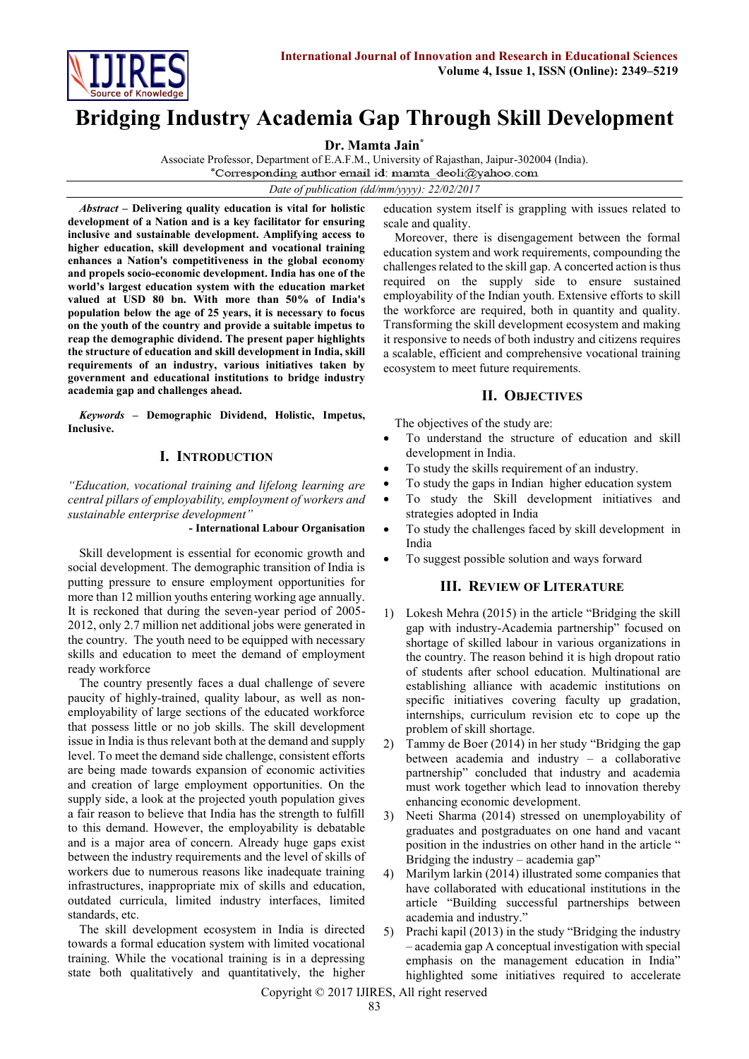# Bridging Industry Academia Gap Through Skill Development

**Dr. Mamta Jain***

Associate Professor, Department of E.A.F.M., University of Rajasthan, Jaipur-302004 (India).

*Corresponding author email id: mamta_deoli@yahoo.com

*Date of publication (dd/mm/yyyy): 22/02/2017*

***Abstract*** **– Delivering quality education is vital for holistic development of a Nation and is a key facilitator for ensuring inclusive and sustainable development. Amplifying access to higher education, skill development and vocational training enhances a Nation's competitiveness in the global economy and propels socio-economic development. India has one of the world's largest education system with the education market valued at USD 80 bn. With more than 50% of India's population below the age of 25 years, it is necessary to focus on the youth of the country and provide a suitable impetus to reap the demographic dividend. The present paper highlights the structure of education and skill development in India, skill requirements of an industry, various initiatives taken by government and educational institutions to bridge industry academia gap and challenges ahead.**

***Keywords*** **– Demographic Dividend, Holistic, Impetus, Inclusive.**

## I. Introduction

*"Education, vocational training and lifelong learning are central pillars of employability, employment of workers and sustainable enterprise development"*

**- International Labour Organisation**

Skill development is essential for economic growth and social development. The demographic transition of India is putting pressure to ensure employment opportunities for more than 12 million youths entering working age annually. It is reckoned that during the seven-year period of 2005-2012, only 2.7 million net additional jobs were generated in the country. The youth need to be equipped with necessary skills and education to meet the demand of employment ready workforce

The country presently faces a dual challenge of severe paucity of highly-trained, quality labour, as well as non-employability of large sections of the educated workforce that possess little or no job skills. The skill development issue in India is thus relevant both at the demand and supply level. To meet the demand side challenge, consistent efforts are being made towards expansion of economic activities and creation of large employment opportunities. On the supply side, a look at the projected youth population gives a fair reason to believe that India has the strength to fulfill to this demand. However, the employability is debatable and is a major area of concern. Already huge gaps exist between the industry requirements and the level of skills of workers due to numerous reasons like inadequate training infrastructures, inappropriate mix of skills and education, outdated curricula, limited industry interfaces, limited standards, etc.

The skill development ecosystem in India is directed towards a formal education system with limited vocational training. While the vocational training is in a depressing state both qualitatively and quantitatively, the higher education system itself is grappling with issues related to scale and quality.

Moreover, there is disengagement between the formal education system and work requirements, compounding the challenges related to the skill gap. A concerted action is thus required on the supply side to ensure sustained employability of the Indian youth. Extensive efforts to skill the workforce are required, both in quantity and quality. Transforming the skill development ecosystem and making it responsive to needs of both industry and citizens requires a scalable, efficient and comprehensive vocational training ecosystem to meet future requirements.

## II. Objectives

The objectives of the study are:

- To understand the structure of education and skill development in India.
- To study the skills requirement of an industry.
- To study the gaps in Indian higher education system
- To study the Skill development initiatives and strategies adopted in India
- To study the challenges faced by skill development in India
- To suggest possible solution and ways forward

## III. Review of Literature

1) Lokesh Mehra (2015) in the article "Bridging the skill gap with industry-Academia partnership" focused on shortage of skilled labour in various organizations in the country. The reason behind it is high dropout ratio of students after school education. Multinational are establishing alliance with academic institutions on specific initiatives covering faculty up gradation, internships, curriculum revision etc to cope up the problem of skill shortage.
2) Tammy de Boer (2014) in her study "Bridging the gap between academia and industry – a collaborative partnership" concluded that industry and academia must work together which lead to innovation thereby enhancing economic development.
3) Neeti Sharma (2014) stressed on unemployability of graduates and postgraduates on one hand and vacant position in the industries on other hand in the article " Bridging the industry – academia gap"
4) Marilym larkin (2014) illustrated some companies that have collaborated with educational institutions in the article "Building successful partnerships between academia and industry."
5) Prachi kapil (2013) in the study "Bridging the industry – academia gap A conceptual investigation with special emphasis on the management education in India" highlighted some initiatives required to accelerate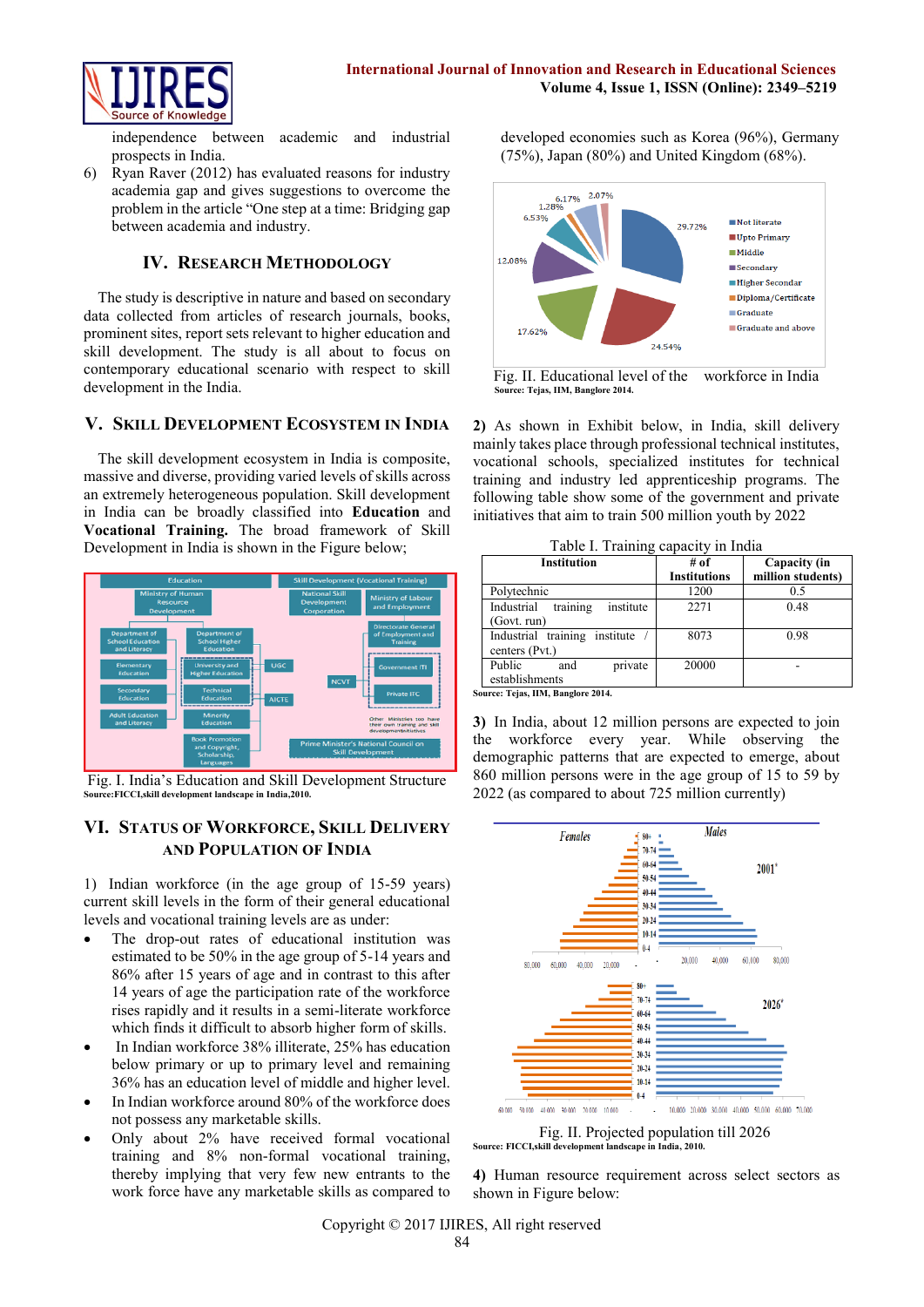independence between academic and industrial prospects in India.

6) Ryan Raver (2012) has evaluated reasons for industry academia gap and gives suggestions to overcome the problem in the article "One step at a time: Bridging gap between academia and industry.

## IV. Research Methodology

The study is descriptive in nature and based on secondary data collected from articles of research journals, books, prominent sites, report sets relevant to higher education and skill development. The study is all about to focus on contemporary educational scenario with respect to skill development in the India.

## V. Skill Development Ecosystem in India

The skill development ecosystem in India is composite, massive and diverse, providing varied levels of skills across an extremely heterogeneous population. Skill development in India can be broadly classified into **Education** and **Vocational Training.** The broad framework of Skill Development in India is shown in the Figure below;

Fig. I. India's Education and Skill Development Structure
Source:FICCI,skill development landscape in India,2010.

## VI. Status of Workforce, Skill Delivery and Population of India

1) Indian workforce (in the age group of 15-59 years) current skill levels in the form of their general educational levels and vocational training levels are as under:

- The drop-out rates of educational institution was estimated to be 50% in the age group of 5-14 years and 86% after 15 years of age and in contrast to this after 14 years of age the participation rate of the workforce rises rapidly and it results in a semi-literate workforce which finds it difficult to absorb higher form of skills.
- In Indian workforce 38% illiterate, 25% has education below primary or up to primary level and remaining 36% has an education level of middle and higher level.
- In Indian workforce around 80% of the workforce does not possess any marketable skills.
- Only about 2% have received formal vocational training and 8% non-formal vocational training, thereby implying that very few new entrants to the work force have any marketable skills as compared to developed economies such as Korea (96%), Germany (75%), Japan (80%) and United Kingdom (68%).

Fig. II. Educational level of the workforce in India
Source: Tejas, IIM, Banglore 2014.

2) As shown in Exhibit below, in India, skill delivery mainly takes place through professional technical institutes, vocational schools, specialized institutes for technical training and industry led apprenticeship programs. The following table show some of the government and private initiatives that aim to train 500 million youth by 2022

Table I. Training capacity in India

| Institution | # of Institutions | Capacity (in million students) |
|---|---|---|
| Polytechnic | 1200 | 0.5 |
| Industrial training institute (Govt. run) | 2271 | 0.48 |
| Industrial training institute / centers (Pvt.) | 8073 | 0.98 |
| Public and private establishments | 20000 | - |

Source: Tejas, IIM, Banglore 2014.

3) In India, about 12 million persons are expected to join the workforce every year. While observing the demographic patterns that are expected to emerge, about 860 million persons were in the age group of 15 to 59 by 2022 (as compared to about 725 million currently)

Fig. II. Projected population till 2026
Source: FICCI,skill development landscape in India, 2010.

4) Human resource requirement across select sectors as shown in Figure below: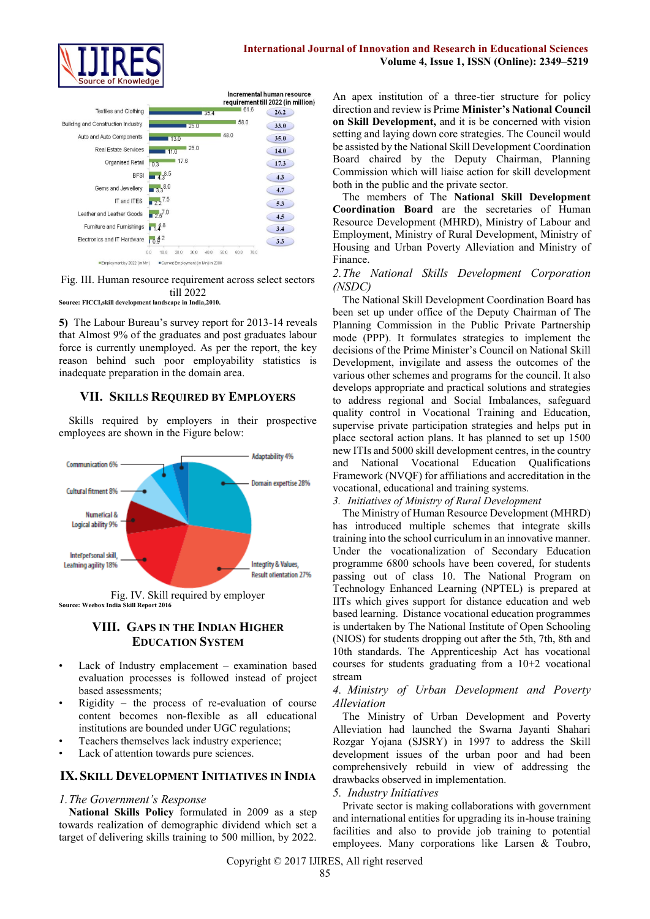Fig. III. Human resource requirement across select sectors till 2022

**Source: FICCI,skill development landscape in India,2010.**

**5)** The Labour Bureau's survey report for 2013-14 reveals that Almost 9% of the graduates and post graduates labour force is currently unemployed. As per the report, the key reason behind such poor employability statistics is inadequate preparation in the domain area.

## VII. Skills Required by Employers

Skills required by employers in their prospective employees are shown in the Figure below:

Fig. IV. Skill required by employer

**Source: Weebox India Skill Report 2016**

## VIII. Gaps in the Indian Higher Education System

- Lack of Industry emplacement – examination based evaluation processes is followed instead of project based assessments;
- Rigidity – the process of re-evaluation of course content becomes non-flexible as all educational institutions are bounded under UGC regulations;
- Teachers themselves lack industry experience;
- Lack of attention towards pure sciences.

## IX. Skill Development Initiatives in India

*1. The Government's Response*

**National Skills Policy** formulated in 2009 as a step towards realization of demographic dividend which set a target of delivering skills training to 500 million, by 2022. An apex institution of a three-tier structure for policy direction and review is Prime **Minister's National Council on Skill Development,** and it is be concerned with vision setting and laying down core strategies. The Council would be assisted by the National Skill Development Coordination Board chaired by the Deputy Chairman, Planning Commission which will liaise action for skill development both in the public and the private sector.

The members of The **National Skill Development Coordination Board** are the secretaries of Human Resource Development (MHRD), Ministry of Labour and Employment, Ministry of Rural Development, Ministry of Housing and Urban Poverty Alleviation and Ministry of Finance.

*2. The National Skills Development Corporation (NSDC)*

The National Skill Development Coordination Board has been set up under office of the Deputy Chairman of The Planning Commission in the Public Private Partnership mode (PPP). It formulates strategies to implement the decisions of the Prime Minister's Council on National Skill Development, invigilate and assess the outcomes of the various other schemes and programs for the council. It also develops appropriate and practical solutions and strategies to address regional and Social Imbalances, safeguard quality control in Vocational Training and Education, supervise private participation strategies and helps put in place sectoral action plans. It has planned to set up 1500 new ITIs and 5000 skill development centres, in the country and National Vocational Education Qualifications Framework (NVQF) for affiliations and accreditation in the vocational, educational and training systems.

*3. Initiatives of Ministry of Rural Development*

The Ministry of Human Resource Development (MHRD) has introduced multiple schemes that integrate skills training into the school curriculum in an innovative manner. Under the vocationalization of Secondary Education programme 6800 schools have been covered, for students passing out of class 10. The National Program on Technology Enhanced Learning (NPTEL) is prepared at IITs which gives support for distance education and web based learning. Distance vocational education programmes is undertaken by The National Institute of Open Schooling (NIOS) for students dropping out after the 5th, 7th, 8th and 10th standards. The Apprenticeship Act has vocational courses for students graduating from a 10+2 vocational stream

*4. Ministry of Urban Development and Poverty Alleviation*

The Ministry of Urban Development and Poverty Alleviation had launched the Swarna Jayanti Shahari Rozgar Yojana (SJSRY) in 1997 to address the Skill development issues of the urban poor and had been comprehensively rebuild in view of addressing the drawbacks observed in implementation.

*5. Industry Initiatives*

Private sector is making collaborations with government and international entities for upgrading its in-house training facilities and also to provide job training to potential employees. Many corporations like Larsen & Toubro,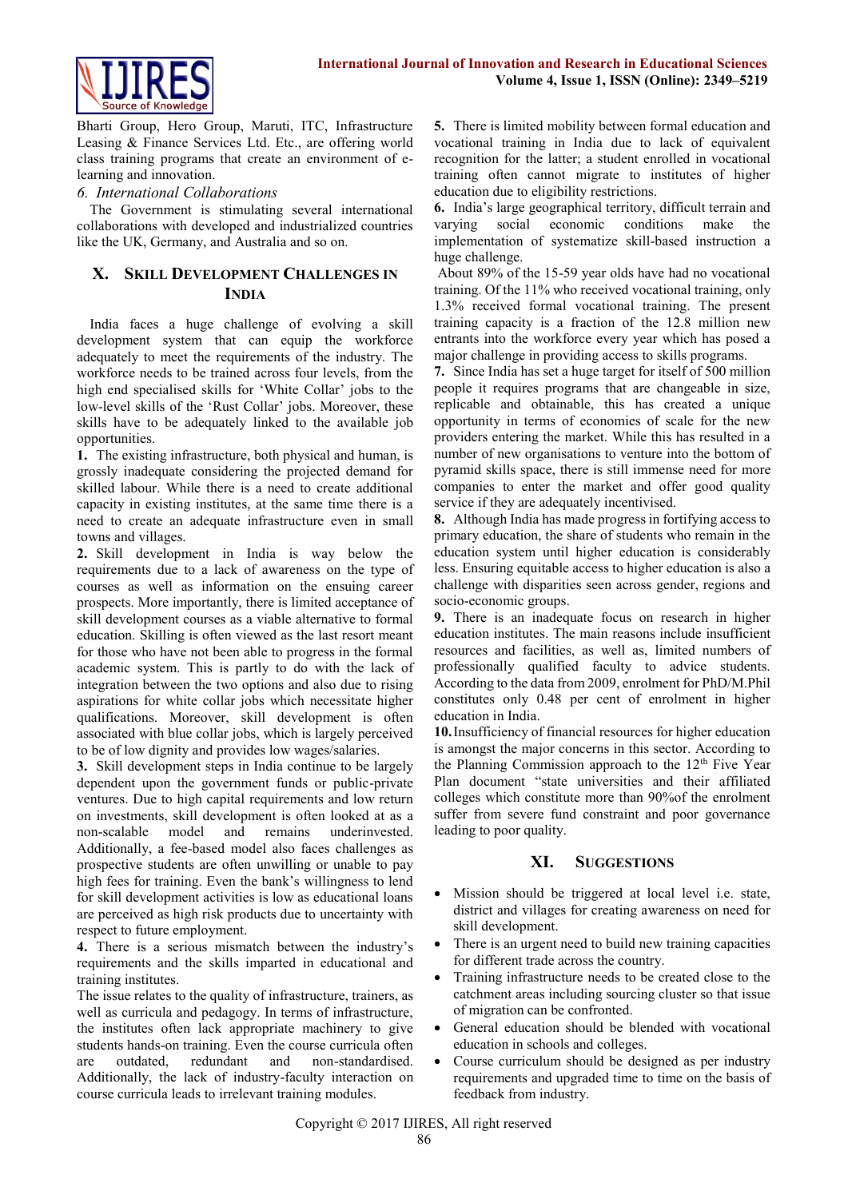Bharti Group, Hero Group, Maruti, ITC, Infrastructure Leasing & Finance Services Ltd. Etc., are offering world class training programs that create an environment of e-learning and innovation.

*6. International Collaborations*

The Government is stimulating several international collaborations with developed and industrialized countries like the UK, Germany, and Australia and so on.

## X. Skill Development Challenges in India

India faces a huge challenge of evolving a skill development system that can equip the workforce adequately to meet the requirements of the industry. The workforce needs to be trained across four levels, from the high end specialised skills for 'White Collar' jobs to the low-level skills of the 'Rust Collar' jobs. Moreover, these skills have to be adequately linked to the available job opportunities.

**1.** The existing infrastructure, both physical and human, is grossly inadequate considering the projected demand for skilled labour. While there is a need to create additional capacity in existing institutes, at the same time there is a need to create an adequate infrastructure even in small towns and villages.

**2.** Skill development in India is way below the requirements due to a lack of awareness on the type of courses as well as information on the ensuing career prospects. More importantly, there is limited acceptance of skill development courses as a viable alternative to formal education. Skilling is often viewed as the last resort meant for those who have not been able to progress in the formal academic system. This is partly to do with the lack of integration between the two options and also due to rising aspirations for white collar jobs which necessitate higher qualifications. Moreover, skill development is often associated with blue collar jobs, which is largely perceived to be of low dignity and provides low wages/salaries.

**3.** Skill development steps in India continue to be largely dependent upon the government funds or public-private ventures. Due to high capital requirements and low return on investments, skill development is often looked at as a non-scalable model and remains underinvested. Additionally, a fee-based model also faces challenges as prospective students are often unwilling or unable to pay high fees for training. Even the bank's willingness to lend for skill development activities is low as educational loans are perceived as high risk products due to uncertainty with respect to future employment.

**4.** There is a serious mismatch between the industry's requirements and the skills imparted in educational and training institutes.

The issue relates to the quality of infrastructure, trainers, as well as curricula and pedagogy. In terms of infrastructure, the institutes often lack appropriate machinery to give students hands-on training. Even the course curricula often are outdated, redundant and non-standardised. Additionally, the lack of industry-faculty interaction on course curricula leads to irrelevant training modules.

**5.** There is limited mobility between formal education and vocational training in India due to lack of equivalent recognition for the latter; a student enrolled in vocational training often cannot migrate to institutes of higher education due to eligibility restrictions.

**6.** India's large geographical territory, difficult terrain and varying social economic conditions make the implementation of systematize skill-based instruction a huge challenge.

About 89% of the 15-59 year olds have had no vocational training. Of the 11% who received vocational training, only 1.3% received formal vocational training. The present training capacity is a fraction of the 12.8 million new entrants into the workforce every year which has posed a major challenge in providing access to skills programs.

**7.** Since India has set a huge target for itself of 500 million people it requires programs that are changeable in size, replicable and obtainable, this has created a unique opportunity in terms of economies of scale for the new providers entering the market. While this has resulted in a number of new organisations to venture into the bottom of pyramid skills space, there is still immense need for more companies to enter the market and offer good quality service if they are adequately incentivised.

**8.** Although India has made progress in fortifying access to primary education, the share of students who remain in the education system until higher education is considerably less. Ensuring equitable access to higher education is also a challenge with disparities seen across gender, regions and socio-economic groups.

**9.** There is an inadequate focus on research in higher education institutes. The main reasons include insufficient resources and facilities, as well as, limited numbers of professionally qualified faculty to advice students. According to the data from 2009, enrolment for PhD/M.Phil constitutes only 0.48 per cent of enrolment in higher education in India.

**10.** Insufficiency of financial resources for higher education is amongst the major concerns in this sector. According to the Planning Commission approach to the 12th Five Year Plan document "state universities and their affiliated colleges which constitute more than 90%of the enrolment suffer from severe fund constraint and poor governance leading to poor quality.

## XI. Suggestions

- Mission should be triggered at local level i.e. state, district and villages for creating awareness on need for skill development.
- There is an urgent need to build new training capacities for different trade across the country.
- Training infrastructure needs to be created close to the catchment areas including sourcing cluster so that issue of migration can be confronted.
- General education should be blended with vocational education in schools and colleges.
- Course curriculum should be designed as per industry requirements and upgraded time to time on the basis of feedback from industry.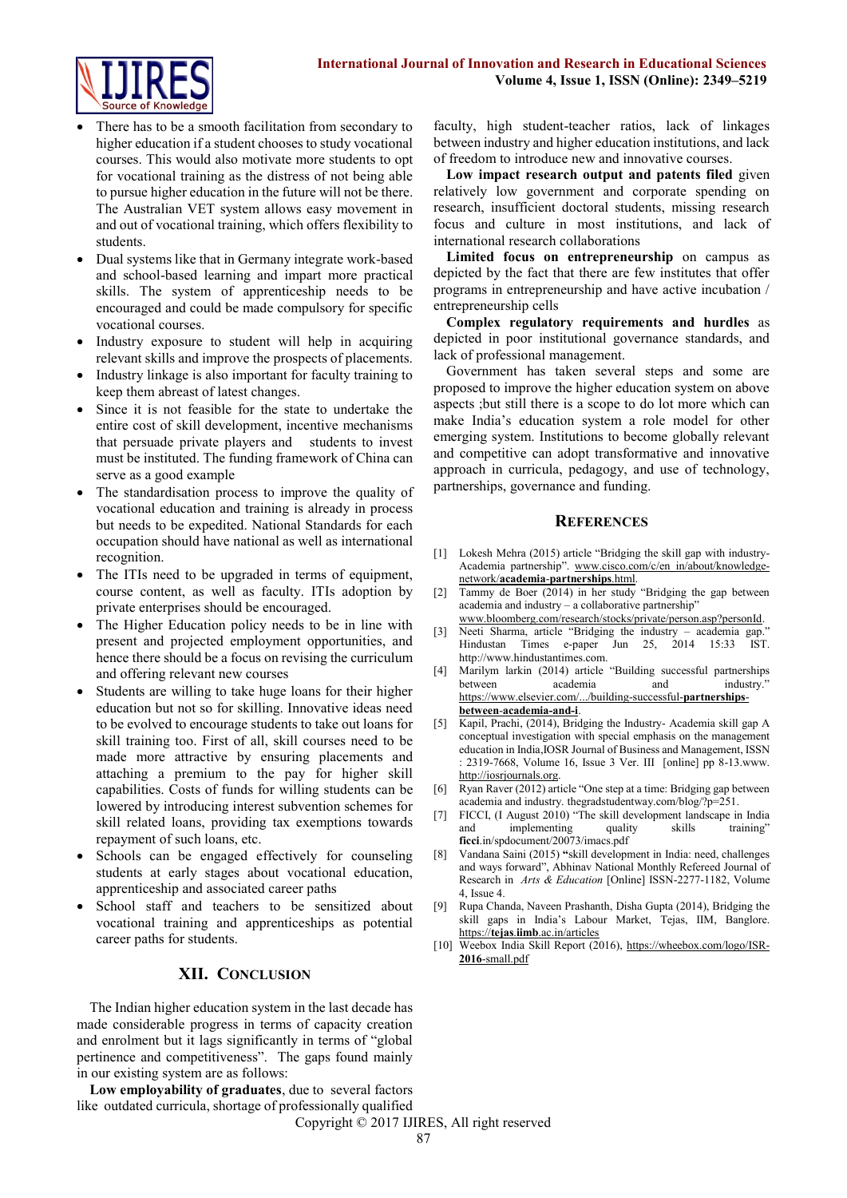- There has to be a smooth facilitation from secondary to higher education if a student chooses to study vocational courses. This would also motivate more students to opt for vocational training as the distress of not being able to pursue higher education in the future will not be there. The Australian VET system allows easy movement in and out of vocational training, which offers flexibility to students.
- Dual systems like that in Germany integrate work-based and school-based learning and impart more practical skills. The system of apprenticeship needs to be encouraged and could be made compulsory for specific vocational courses.
- Industry exposure to student will help in acquiring relevant skills and improve the prospects of placements.
- Industry linkage is also important for faculty training to keep them abreast of latest changes.
- Since it is not feasible for the state to undertake the entire cost of skill development, incentive mechanisms that persuade private players and students to invest must be instituted. The funding framework of China can serve as a good example
- The standardisation process to improve the quality of vocational education and training is already in process but needs to be expedited. National Standards for each occupation should have national as well as international recognition.
- The ITIs need to be upgraded in terms of equipment, course content, as well as faculty. ITIs adoption by private enterprises should be encouraged.
- The Higher Education policy needs to be in line with present and projected employment opportunities, and hence there should be a focus on revising the curriculum and offering relevant new courses
- Students are willing to take huge loans for their higher education but not so for skilling. Innovative ideas need to be evolved to encourage students to take out loans for skill training too. First of all, skill courses need to be made more attractive by ensuring placements and attaching a premium to the pay for higher skill capabilities. Costs of funds for willing students can be lowered by introducing interest subvention schemes for skill related loans, providing tax exemptions towards repayment of such loans, etc.
- Schools can be engaged effectively for counseling students at early stages about vocational education, apprenticeship and associated career paths
- School staff and teachers to be sensitized about vocational training and apprenticeships as potential career paths for students.

## XII. Conclusion

The Indian higher education system in the last decade has made considerable progress in terms of capacity creation and enrolment but it lags significantly in terms of "global pertinence and competitiveness". The gaps found mainly in our existing system are as follows:

**Low employability of graduates**, due to several factors like outdated curricula, shortage of professionally qualified faculty, high student-teacher ratios, lack of linkages between industry and higher education institutions, and lack of freedom to introduce new and innovative courses.

**Low impact research output and patents filed** given relatively low government and corporate spending on research, insufficient doctoral students, missing research focus and culture in most institutions, and lack of international research collaborations

**Limited focus on entrepreneurship** on campus as depicted by the fact that there are few institutes that offer programs in entrepreneurship and have active incubation / entrepreneurship cells

**Complex regulatory requirements and hurdles** as depicted in poor institutional governance standards, and lack of professional management.

Government has taken several steps and some are proposed to improve the higher education system on above aspects ;but still there is a scope to do lot more which can make India's education system a role model for other emerging system. Institutions to become globally relevant and competitive can adopt transformative and innovative approach in curricula, pedagogy, and use of technology, partnerships, governance and funding.

## References

[1] Lokesh Mehra (2015) article "Bridging the skill gap with industry-Academia partnership". www.cisco.com/c/en_in/about/knowledge-network/**academia-partnerships**.html.

[2] Tammy de Boer (2014) in her study "Bridging the gap between academia and industry – a collaborative partnership" www.bloomberg.com/research/stocks/private/person.asp?personId.

[3] Neeti Sharma, article "Bridging the industry – academia gap." Hindustan Times e-paper Jun 25, 2014 15:33 IST. http://www.hindustantimes.com.

[4] Marilym larkin (2014) article "Building successful partnerships between academia and industry." https://www.elsevier.com/.../building-successful-**partnerships-between-academia-and-i**.

[5] Kapil, Prachi, (2014), Bridging the Industry- Academia skill gap A conceptual investigation with special emphasis on the management education in India,IOSR Journal of Business and Management, ISSN : 2319-7668, Volume 16, Issue 3 Ver. III [online] pp 8-13.www. http://iosrjournals.org.

[6] Ryan Raver (2012) article "One step at a time: Bridging gap between academia and industry. thegradstudentway.com/blog/?p=251.

[7] FICCI, (I August 2010) "The skill development landscape in India and implementing quality skills training" **ficci**.in/spdocument/20073/imacs.pdf

[8] Vandana Saini (2015) **"**skill development in India: need, challenges and ways forward", Abhinav National Monthly Refereed Journal of Research in *Arts & Education* [Online] ISSN-2277-1182, Volume 4, Issue 4.

[9] Rupa Chanda, Naveen Prashanth, Disha Gupta (2014), Bridging the skill gaps in India's Labour Market, Tejas, IIM, Banglore. https://**tejas.iimb**.ac.in/articles

[10] Weebox India Skill Report (2016), https://wheebox.com/logo/ISR-**2016**-small.pdf